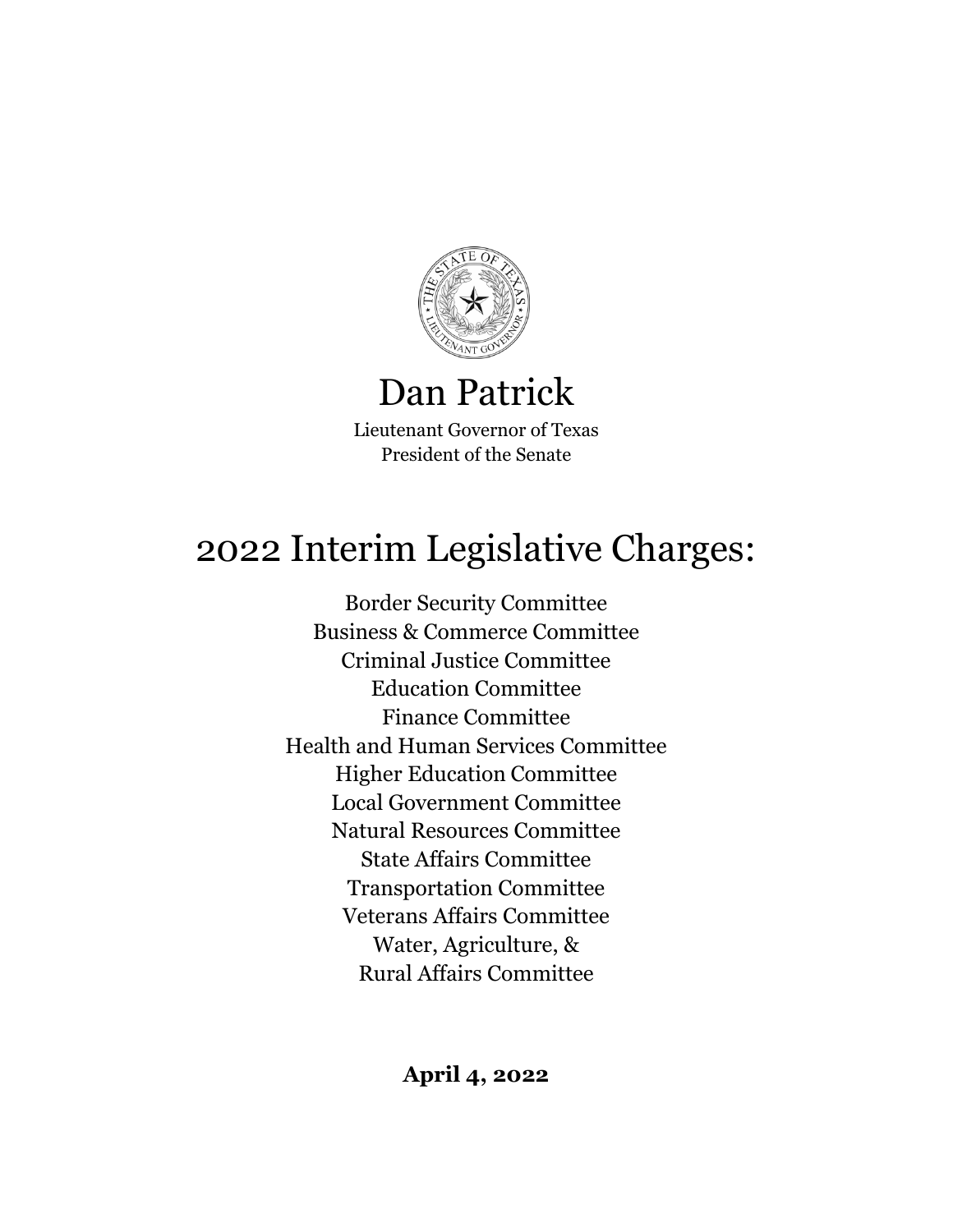# Dan Patrick

Lieutenant Governor of Texas
President of the Senate

# 2022 Interim Legislative Charges:

Border Security Committee
Business & Commerce Committee
Criminal Justice Committee
Education Committee
Finance Committee
Health and Human Services Committee
Higher Education Committee
Local Government Committee
Natural Resources Committee
State Affairs Committee
Transportation Committee
Veterans Affairs Committee
Water, Agriculture, &
Rural Affairs Committee

**April 4, 2022**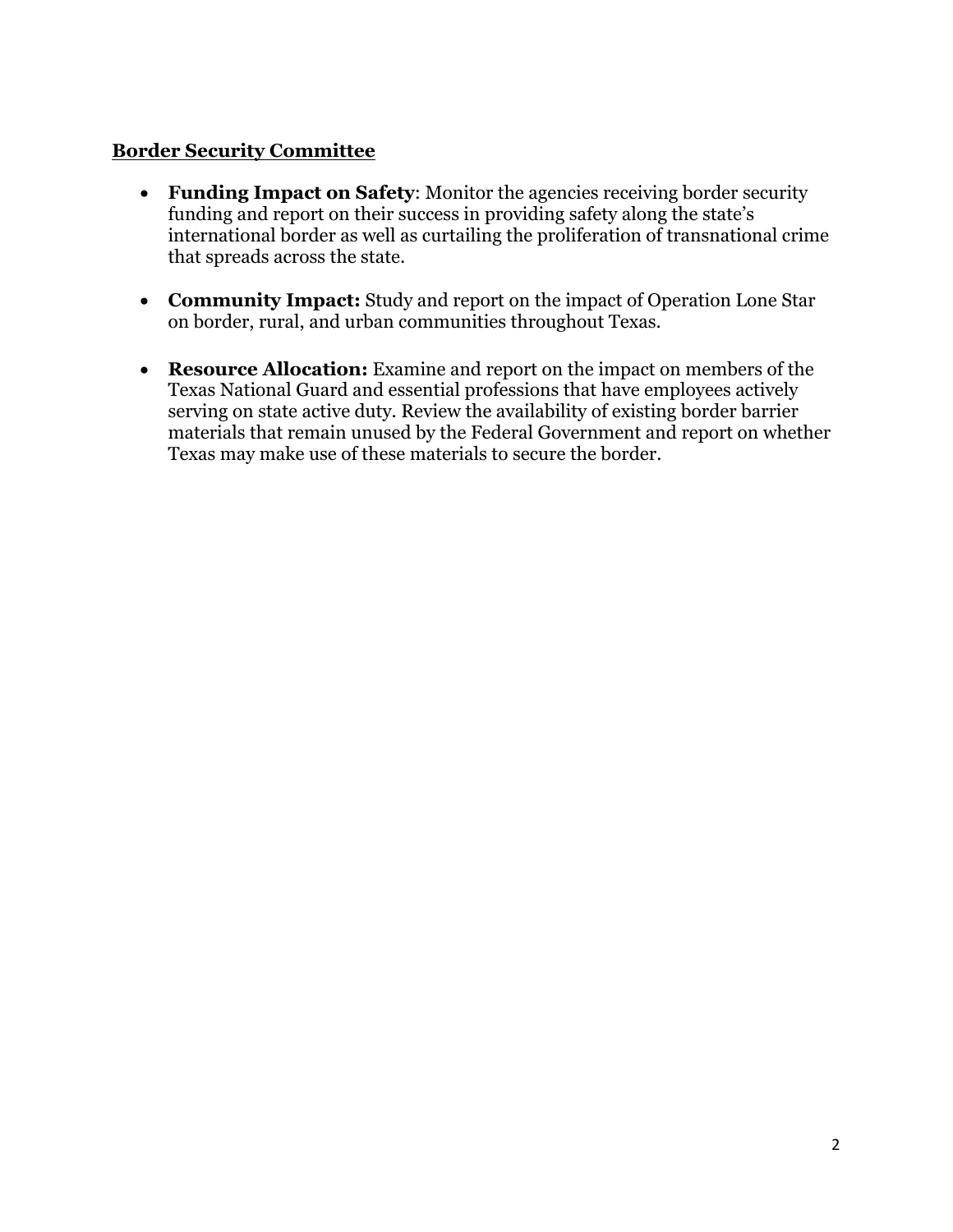**<u>Border Security Committee</u>**

- **Funding Impact on Safety**: Monitor the agencies receiving border security funding and report on their success in providing safety along the state's international border as well as curtailing the proliferation of transnational crime that spreads across the state.

- **Community Impact:** Study and report on the impact of Operation Lone Star on border, rural, and urban communities throughout Texas.

- **Resource Allocation:** Examine and report on the impact on members of the Texas National Guard and essential professions that have employees actively serving on state active duty. Review the availability of existing border barrier materials that remain unused by the Federal Government and report on whether Texas may make use of these materials to secure the border.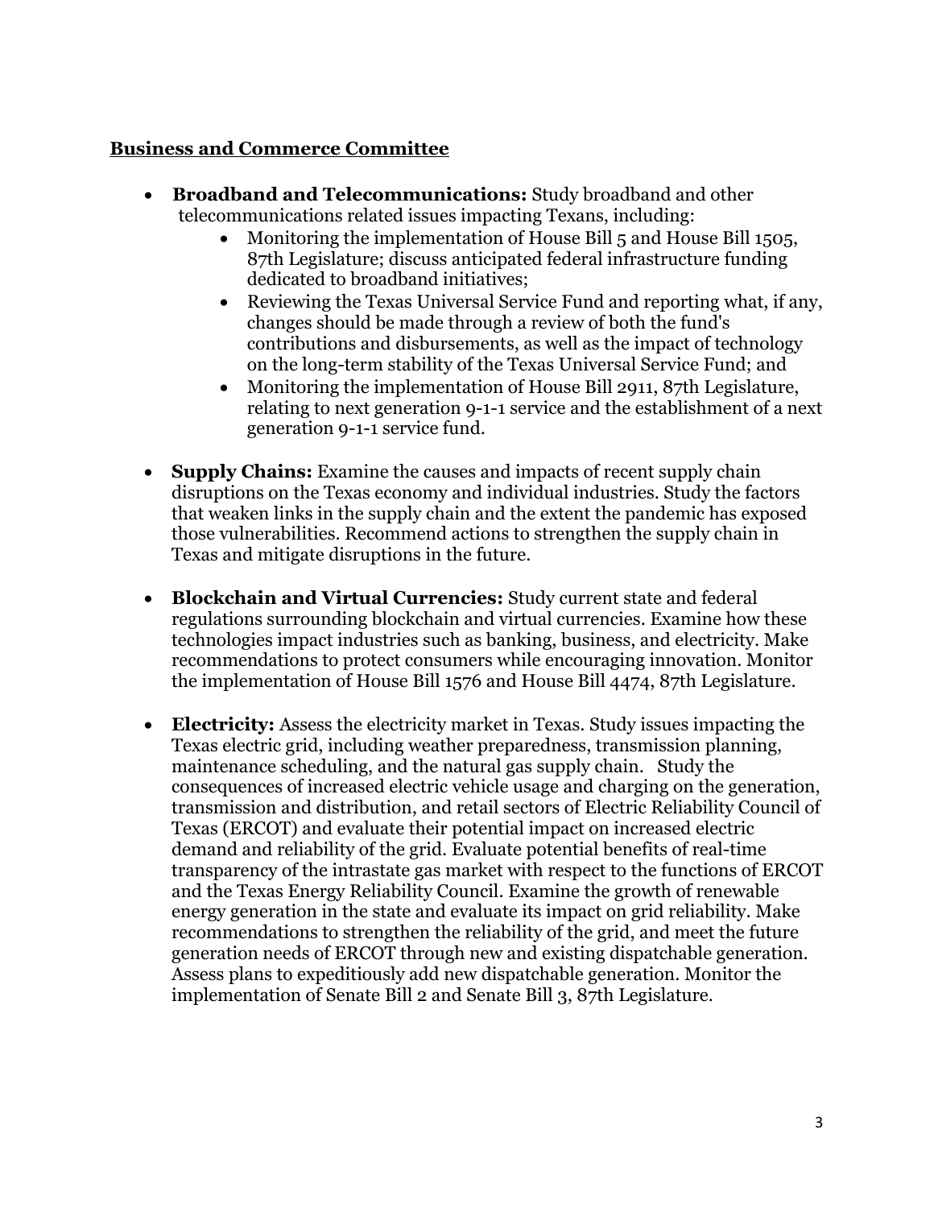**Business and Commerce Committee**

- **Broadband and Telecommunications:** Study broadband and other telecommunications related issues impacting Texans, including:
  - Monitoring the implementation of House Bill 5 and House Bill 1505, 87th Legislature; discuss anticipated federal infrastructure funding dedicated to broadband initiatives;
  - Reviewing the Texas Universal Service Fund and reporting what, if any, changes should be made through a review of both the fund's contributions and disbursements, as well as the impact of technology on the long-term stability of the Texas Universal Service Fund; and
  - Monitoring the implementation of House Bill 2911, 87th Legislature, relating to next generation 9-1-1 service and the establishment of a next generation 9-1-1 service fund.

- **Supply Chains:** Examine the causes and impacts of recent supply chain disruptions on the Texas economy and individual industries. Study the factors that weaken links in the supply chain and the extent the pandemic has exposed those vulnerabilities. Recommend actions to strengthen the supply chain in Texas and mitigate disruptions in the future.

- **Blockchain and Virtual Currencies:** Study current state and federal regulations surrounding blockchain and virtual currencies. Examine how these technologies impact industries such as banking, business, and electricity. Make recommendations to protect consumers while encouraging innovation. Monitor the implementation of House Bill 1576 and House Bill 4474, 87th Legislature.

- **Electricity:** Assess the electricity market in Texas. Study issues impacting the Texas electric grid, including weather preparedness, transmission planning, maintenance scheduling, and the natural gas supply chain. Study the consequences of increased electric vehicle usage and charging on the generation, transmission and distribution, and retail sectors of Electric Reliability Council of Texas (ERCOT) and evaluate their potential impact on increased electric demand and reliability of the grid. Evaluate potential benefits of real-time transparency of the intrastate gas market with respect to the functions of ERCOT and the Texas Energy Reliability Council. Examine the growth of renewable energy generation in the state and evaluate its impact on grid reliability. Make recommendations to strengthen the reliability of the grid, and meet the future generation needs of ERCOT through new and existing dispatchable generation. Assess plans to expeditiously add new dispatchable generation. Monitor the implementation of Senate Bill 2 and Senate Bill 3, 87th Legislature.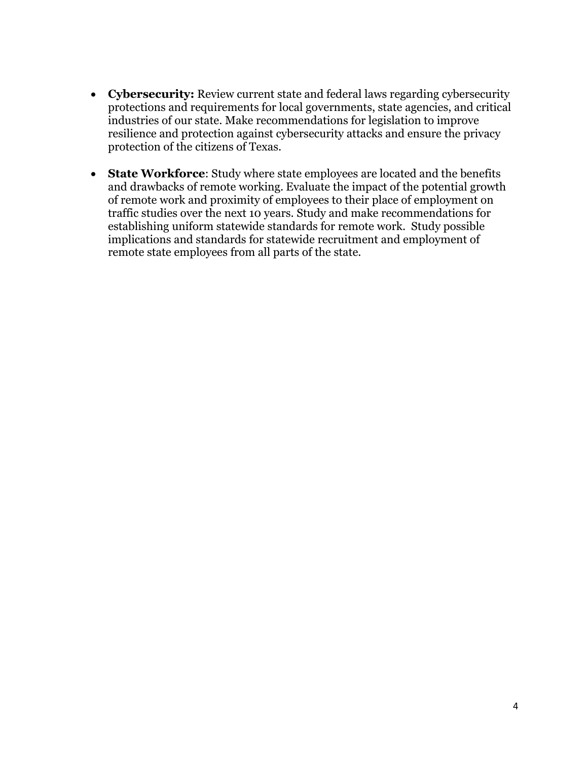- **Cybersecurity:** Review current state and federal laws regarding cybersecurity protections and requirements for local governments, state agencies, and critical industries of our state. Make recommendations for legislation to improve resilience and protection against cybersecurity attacks and ensure the privacy protection of the citizens of Texas.

- **State Workforce**: Study where state employees are located and the benefits and drawbacks of remote working. Evaluate the impact of the potential growth of remote work and proximity of employees to their place of employment on traffic studies over the next 10 years. Study and make recommendations for establishing uniform statewide standards for remote work. Study possible implications and standards for statewide recruitment and employment of remote state employees from all parts of the state.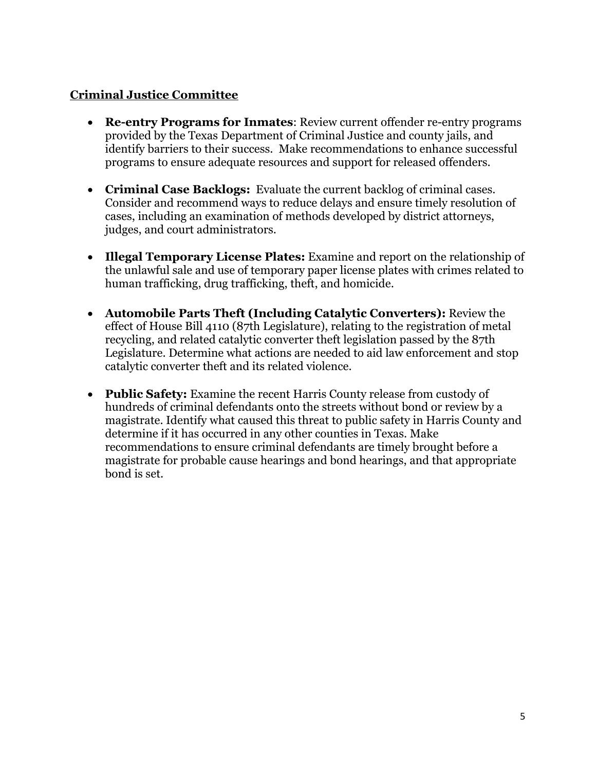## Criminal Justice Committee

- **Re-entry Programs for Inmates**: Review current offender re-entry programs provided by the Texas Department of Criminal Justice and county jails, and identify barriers to their success. Make recommendations to enhance successful programs to ensure adequate resources and support for released offenders.

- **Criminal Case Backlogs:** Evaluate the current backlog of criminal cases. Consider and recommend ways to reduce delays and ensure timely resolution of cases, including an examination of methods developed by district attorneys, judges, and court administrators.

- **Illegal Temporary License Plates:** Examine and report on the relationship of the unlawful sale and use of temporary paper license plates with crimes related to human trafficking, drug trafficking, theft, and homicide.

- **Automobile Parts Theft (Including Catalytic Converters):** Review the effect of House Bill 4110 (87th Legislature), relating to the registration of metal recycling, and related catalytic converter theft legislation passed by the 87th Legislature. Determine what actions are needed to aid law enforcement and stop catalytic converter theft and its related violence.

- **Public Safety:** Examine the recent Harris County release from custody of hundreds of criminal defendants onto the streets without bond or review by a magistrate. Identify what caused this threat to public safety in Harris County and determine if it has occurred in any other counties in Texas. Make recommendations to ensure criminal defendants are timely brought before a magistrate for probable cause hearings and bond hearings, and that appropriate bond is set.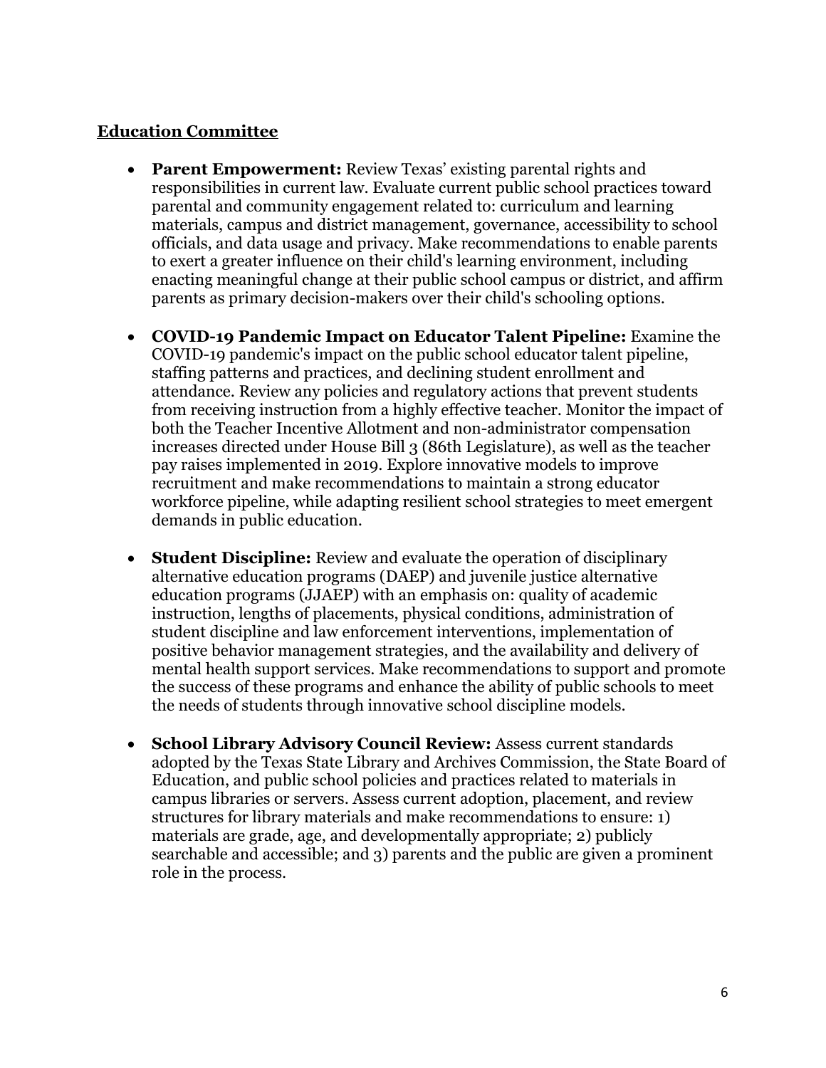## Education Committee

- **Parent Empowerment:** Review Texas' existing parental rights and responsibilities in current law. Evaluate current public school practices toward parental and community engagement related to: curriculum and learning materials, campus and district management, governance, accessibility to school officials, and data usage and privacy. Make recommendations to enable parents to exert a greater influence on their child's learning environment, including enacting meaningful change at their public school campus or district, and affirm parents as primary decision-makers over their child's schooling options.

- **COVID-19 Pandemic Impact on Educator Talent Pipeline:** Examine the COVID-19 pandemic's impact on the public school educator talent pipeline, staffing patterns and practices, and declining student enrollment and attendance. Review any policies and regulatory actions that prevent students from receiving instruction from a highly effective teacher. Monitor the impact of both the Teacher Incentive Allotment and non-administrator compensation increases directed under House Bill 3 (86th Legislature), as well as the teacher pay raises implemented in 2019. Explore innovative models to improve recruitment and make recommendations to maintain a strong educator workforce pipeline, while adapting resilient school strategies to meet emergent demands in public education.

- **Student Discipline:** Review and evaluate the operation of disciplinary alternative education programs (DAEP) and juvenile justice alternative education programs (JJAEP) with an emphasis on: quality of academic instruction, lengths of placements, physical conditions, administration of student discipline and law enforcement interventions, implementation of positive behavior management strategies, and the availability and delivery of mental health support services. Make recommendations to support and promote the success of these programs and enhance the ability of public schools to meet the needs of students through innovative school discipline models.

- **School Library Advisory Council Review:** Assess current standards adopted by the Texas State Library and Archives Commission, the State Board of Education, and public school policies and practices related to materials in campus libraries or servers. Assess current adoption, placement, and review structures for library materials and make recommendations to ensure: 1) materials are grade, age, and developmentally appropriate; 2) publicly searchable and accessible; and 3) parents and the public are given a prominent role in the process.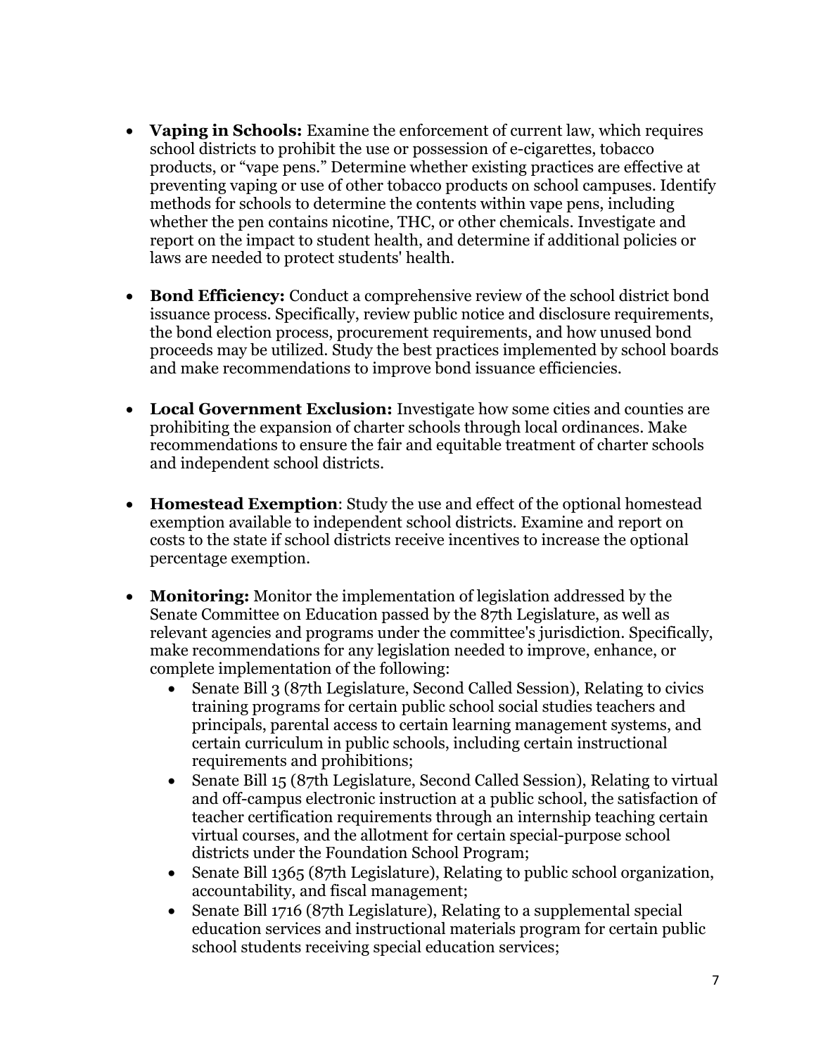- **Vaping in Schools:** Examine the enforcement of current law, which requires school districts to prohibit the use or possession of e-cigarettes, tobacco products, or "vape pens." Determine whether existing practices are effective at preventing vaping or use of other tobacco products on school campuses. Identify methods for schools to determine the contents within vape pens, including whether the pen contains nicotine, THC, or other chemicals. Investigate and report on the impact to student health, and determine if additional policies or laws are needed to protect students' health.

- **Bond Efficiency:** Conduct a comprehensive review of the school district bond issuance process. Specifically, review public notice and disclosure requirements, the bond election process, procurement requirements, and how unused bond proceeds may be utilized. Study the best practices implemented by school boards and make recommendations to improve bond issuance efficiencies.

- **Local Government Exclusion:** Investigate how some cities and counties are prohibiting the expansion of charter schools through local ordinances. Make recommendations to ensure the fair and equitable treatment of charter schools and independent school districts.

- **Homestead Exemption**: Study the use and effect of the optional homestead exemption available to independent school districts. Examine and report on costs to the state if school districts receive incentives to increase the optional percentage exemption.

- **Monitoring:** Monitor the implementation of legislation addressed by the Senate Committee on Education passed by the 87th Legislature, as well as relevant agencies and programs under the committee's jurisdiction. Specifically, make recommendations for any legislation needed to improve, enhance, or complete implementation of the following:
  - Senate Bill 3 (87th Legislature, Second Called Session), Relating to civics training programs for certain public school social studies teachers and principals, parental access to certain learning management systems, and certain curriculum in public schools, including certain instructional requirements and prohibitions;
  - Senate Bill 15 (87th Legislature, Second Called Session), Relating to virtual and off-campus electronic instruction at a public school, the satisfaction of teacher certification requirements through an internship teaching certain virtual courses, and the allotment for certain special-purpose school districts under the Foundation School Program;
  - Senate Bill 1365 (87th Legislature), Relating to public school organization, accountability, and fiscal management;
  - Senate Bill 1716 (87th Legislature), Relating to a supplemental special education services and instructional materials program for certain public school students receiving special education services;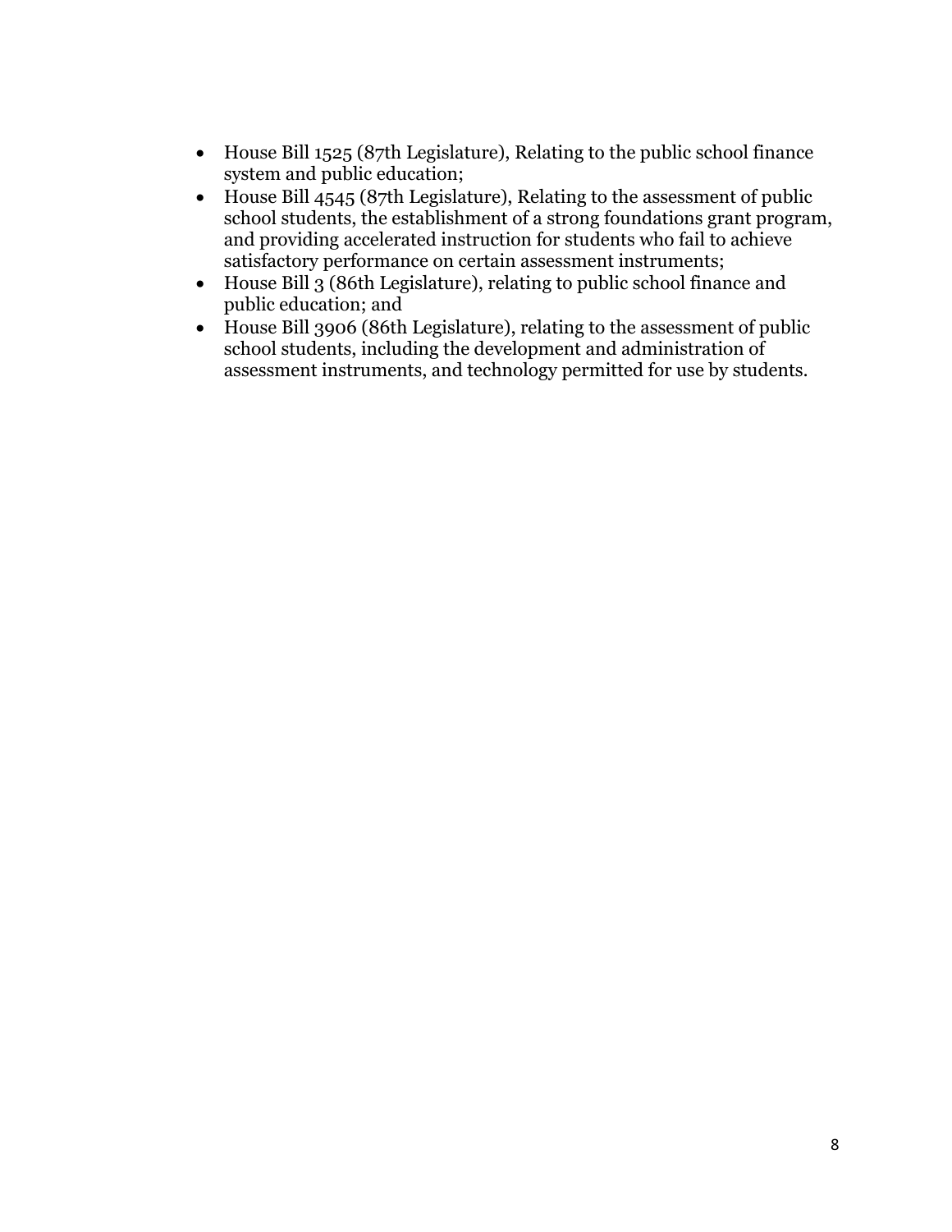- House Bill 1525 (87th Legislature), Relating to the public school finance system and public education;
- House Bill 4545 (87th Legislature), Relating to the assessment of public school students, the establishment of a strong foundations grant program, and providing accelerated instruction for students who fail to achieve satisfactory performance on certain assessment instruments;
- House Bill 3 (86th Legislature), relating to public school finance and public education; and
- House Bill 3906 (86th Legislature), relating to the assessment of public school students, including the development and administration of assessment instruments, and technology permitted for use by students.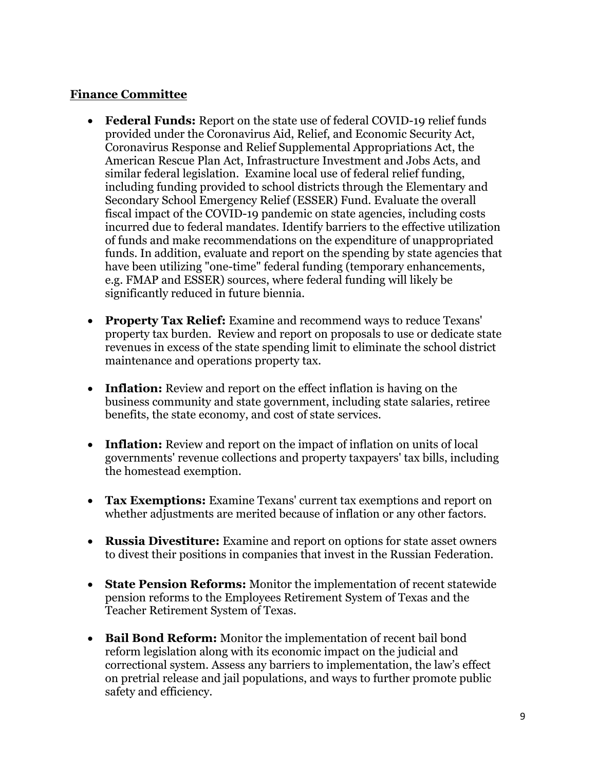**<u>Finance Committee</u>**

- **Federal Funds:** Report on the state use of federal COVID-19 relief funds provided under the Coronavirus Aid, Relief, and Economic Security Act, Coronavirus Response and Relief Supplemental Appropriations Act, the American Rescue Plan Act, Infrastructure Investment and Jobs Acts, and similar federal legislation. Examine local use of federal relief funding, including funding provided to school districts through the Elementary and Secondary School Emergency Relief (ESSER) Fund. Evaluate the overall fiscal impact of the COVID-19 pandemic on state agencies, including costs incurred due to federal mandates. Identify barriers to the effective utilization of funds and make recommendations on the expenditure of unappropriated funds. In addition, evaluate and report on the spending by state agencies that have been utilizing "one-time" federal funding (temporary enhancements, e.g. FMAP and ESSER) sources, where federal funding will likely be significantly reduced in future biennia.

- **Property Tax Relief:** Examine and recommend ways to reduce Texans' property tax burden. Review and report on proposals to use or dedicate state revenues in excess of the state spending limit to eliminate the school district maintenance and operations property tax.

- **Inflation:** Review and report on the effect inflation is having on the business community and state government, including state salaries, retiree benefits, the state economy, and cost of state services.

- **Inflation:** Review and report on the impact of inflation on units of local governments' revenue collections and property taxpayers' tax bills, including the homestead exemption.

- **Tax Exemptions:** Examine Texans' current tax exemptions and report on whether adjustments are merited because of inflation or any other factors.

- **Russia Divestiture:** Examine and report on options for state asset owners to divest their positions in companies that invest in the Russian Federation.

- **State Pension Reforms:** Monitor the implementation of recent statewide pension reforms to the Employees Retirement System of Texas and the Teacher Retirement System of Texas.

- **Bail Bond Reform:** Monitor the implementation of recent bail bond reform legislation along with its economic impact on the judicial and correctional system. Assess any barriers to implementation, the law's effect on pretrial release and jail populations, and ways to further promote public safety and efficiency.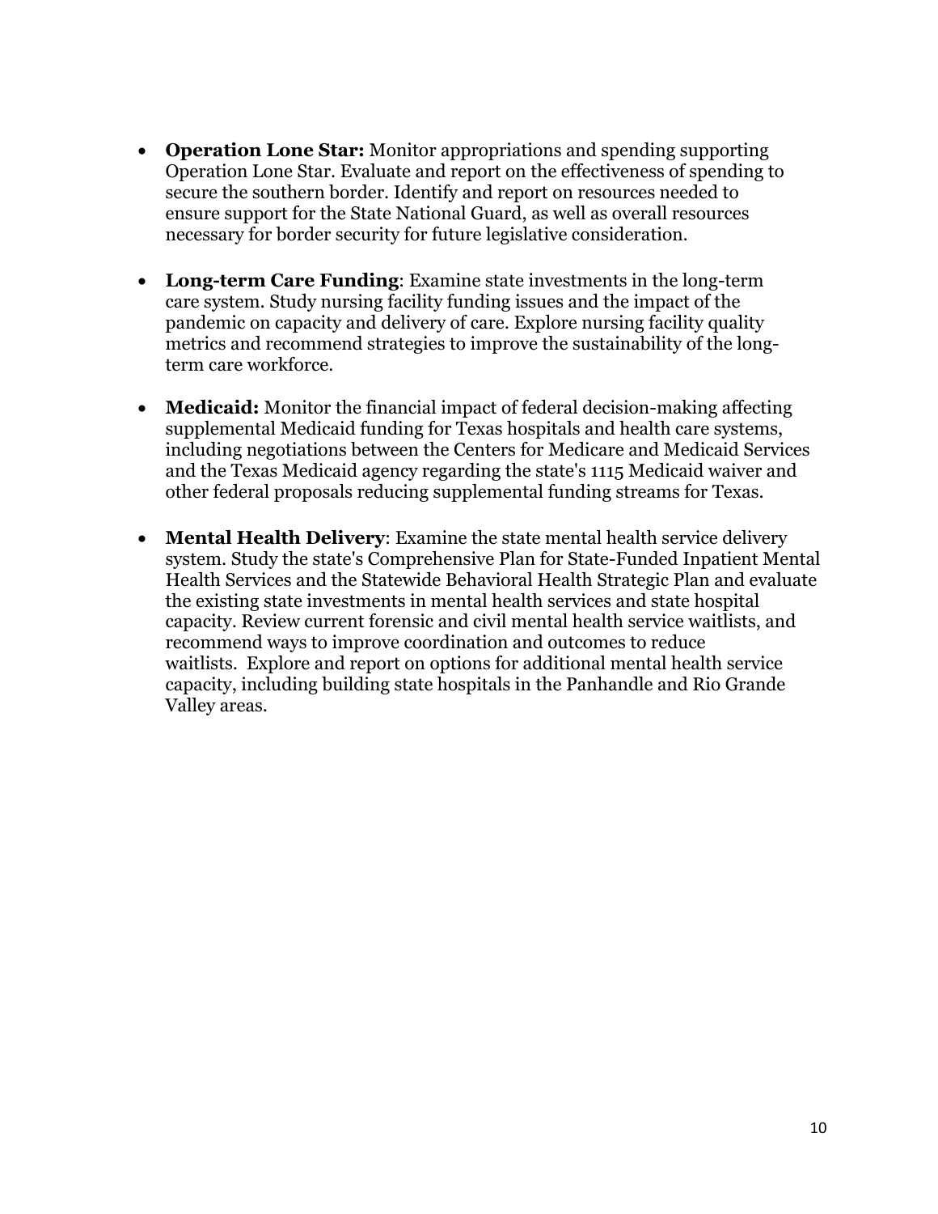- **Operation Lone Star:** Monitor appropriations and spending supporting Operation Lone Star. Evaluate and report on the effectiveness of spending to secure the southern border. Identify and report on resources needed to ensure support for the State National Guard, as well as overall resources necessary for border security for future legislative consideration.

- **Long-term Care Funding**: Examine state investments in the long-term care system. Study nursing facility funding issues and the impact of the pandemic on capacity and delivery of care. Explore nursing facility quality metrics and recommend strategies to improve the sustainability of the long-term care workforce.

- **Medicaid:** Monitor the financial impact of federal decision-making affecting supplemental Medicaid funding for Texas hospitals and health care systems, including negotiations between the Centers for Medicare and Medicaid Services and the Texas Medicaid agency regarding the state's 1115 Medicaid waiver and other federal proposals reducing supplemental funding streams for Texas.

- **Mental Health Delivery**: Examine the state mental health service delivery system. Study the state's Comprehensive Plan for State-Funded Inpatient Mental Health Services and the Statewide Behavioral Health Strategic Plan and evaluate the existing state investments in mental health services and state hospital capacity. Review current forensic and civil mental health service waitlists, and recommend ways to improve coordination and outcomes to reduce waitlists. Explore and report on options for additional mental health service capacity, including building state hospitals in the Panhandle and Rio Grande Valley areas.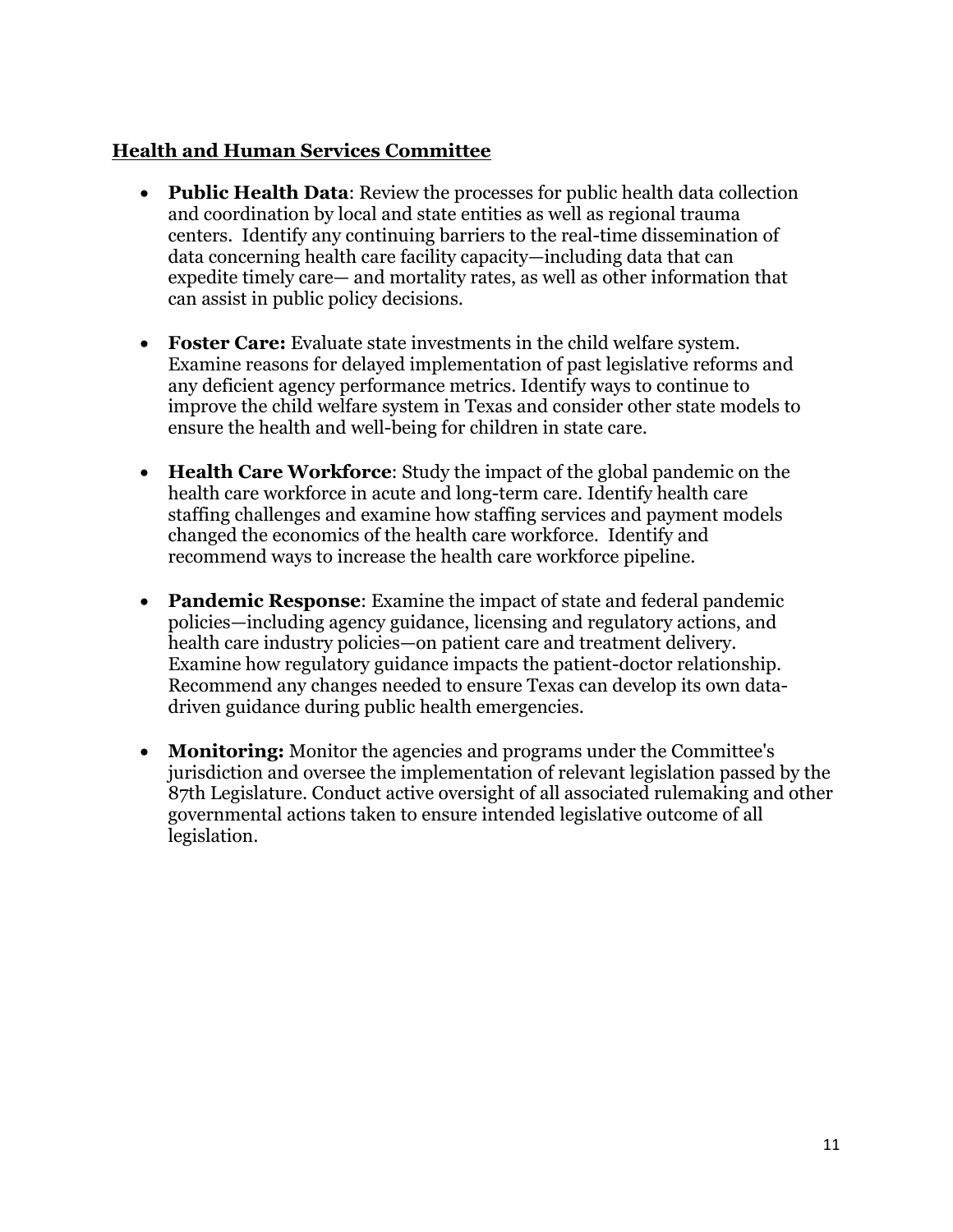## Health and Human Services Committee

- **Public Health Data**: Review the processes for public health data collection and coordination by local and state entities as well as regional trauma centers. Identify any continuing barriers to the real-time dissemination of data concerning health care facility capacity—including data that can expedite timely care— and mortality rates, as well as other information that can assist in public policy decisions.

- **Foster Care:** Evaluate state investments in the child welfare system. Examine reasons for delayed implementation of past legislative reforms and any deficient agency performance metrics. Identify ways to continue to improve the child welfare system in Texas and consider other state models to ensure the health and well-being for children in state care.

- **Health Care Workforce**: Study the impact of the global pandemic on the health care workforce in acute and long-term care. Identify health care staffing challenges and examine how staffing services and payment models changed the economics of the health care workforce. Identify and recommend ways to increase the health care workforce pipeline.

- **Pandemic Response**: Examine the impact of state and federal pandemic policies—including agency guidance, licensing and regulatory actions, and health care industry policies—on patient care and treatment delivery. Examine how regulatory guidance impacts the patient-doctor relationship. Recommend any changes needed to ensure Texas can develop its own data-driven guidance during public health emergencies.

- **Monitoring:** Monitor the agencies and programs under the Committee's jurisdiction and oversee the implementation of relevant legislation passed by the 87th Legislature. Conduct active oversight of all associated rulemaking and other governmental actions taken to ensure intended legislative outcome of all legislation.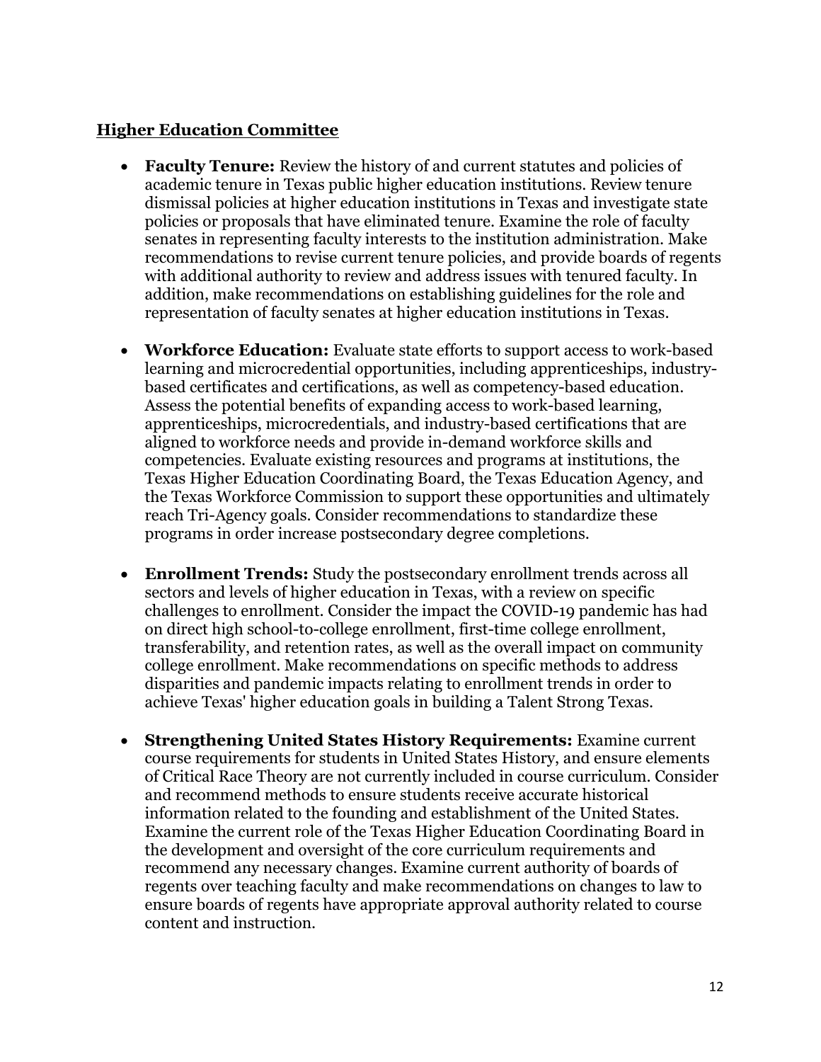**<u>Higher Education Committee</u>**

- **Faculty Tenure:** Review the history of and current statutes and policies of academic tenure in Texas public higher education institutions. Review tenure dismissal policies at higher education institutions in Texas and investigate state policies or proposals that have eliminated tenure. Examine the role of faculty senates in representing faculty interests to the institution administration. Make recommendations to revise current tenure policies, and provide boards of regents with additional authority to review and address issues with tenured faculty. In addition, make recommendations on establishing guidelines for the role and representation of faculty senates at higher education institutions in Texas.

- **Workforce Education:** Evaluate state efforts to support access to work-based learning and microcredential opportunities, including apprenticeships, industry-based certificates and certifications, as well as competency-based education. Assess the potential benefits of expanding access to work-based learning, apprenticeships, microcredentials, and industry-based certifications that are aligned to workforce needs and provide in-demand workforce skills and competencies. Evaluate existing resources and programs at institutions, the Texas Higher Education Coordinating Board, the Texas Education Agency, and the Texas Workforce Commission to support these opportunities and ultimately reach Tri-Agency goals. Consider recommendations to standardize these programs in order increase postsecondary degree completions.

- **Enrollment Trends:** Study the postsecondary enrollment trends across all sectors and levels of higher education in Texas, with a review on specific challenges to enrollment. Consider the impact the COVID-19 pandemic has had on direct high school-to-college enrollment, first-time college enrollment, transferability, and retention rates, as well as the overall impact on community college enrollment. Make recommendations on specific methods to address disparities and pandemic impacts relating to enrollment trends in order to achieve Texas' higher education goals in building a Talent Strong Texas.

- **Strengthening United States History Requirements:** Examine current course requirements for students in United States History, and ensure elements of Critical Race Theory are not currently included in course curriculum. Consider and recommend methods to ensure students receive accurate historical information related to the founding and establishment of the United States. Examine the current role of the Texas Higher Education Coordinating Board in the development and oversight of the core curriculum requirements and recommend any necessary changes. Examine current authority of boards of regents over teaching faculty and make recommendations on changes to law to ensure boards of regents have appropriate approval authority related to course content and instruction.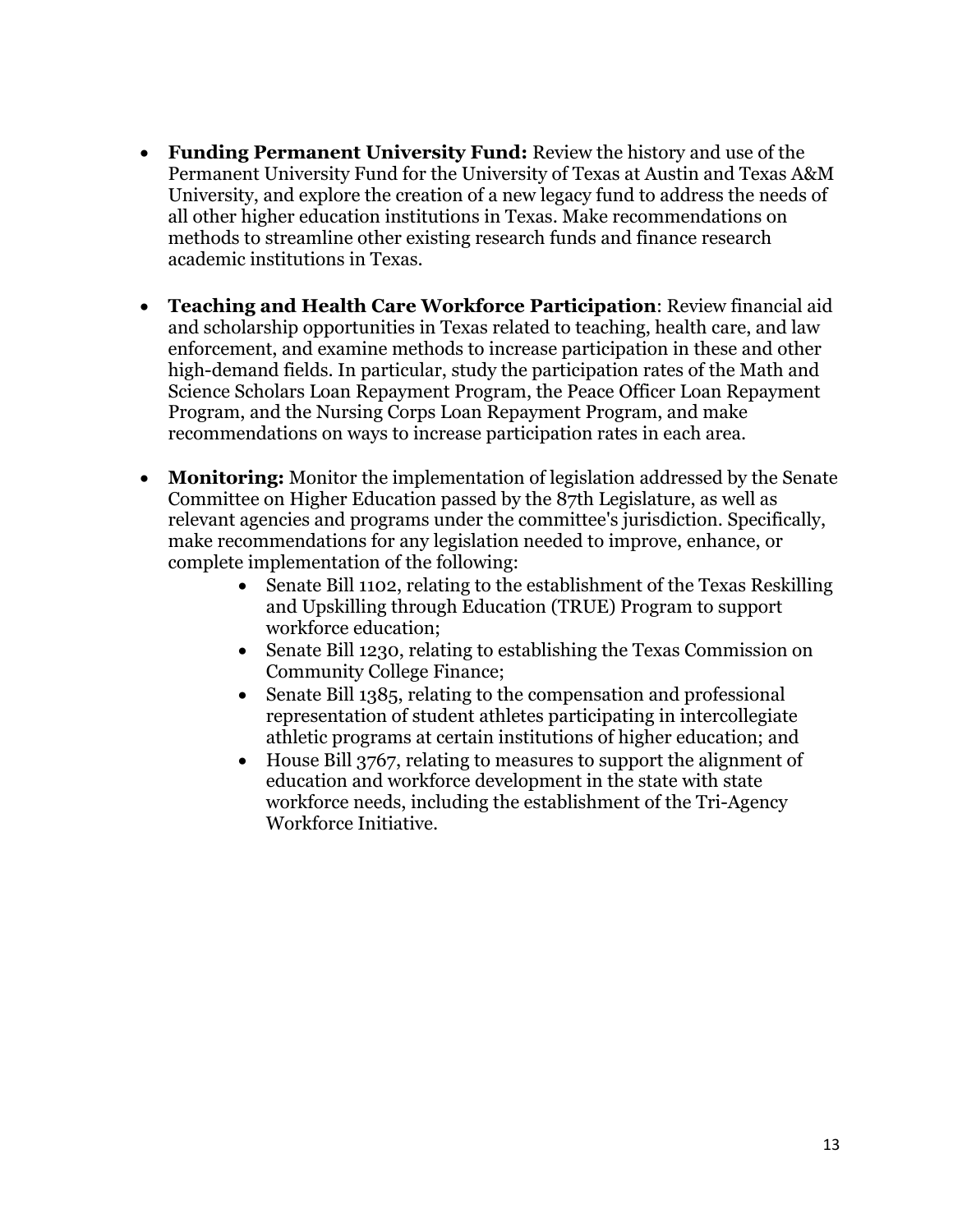- **Funding Permanent University Fund:** Review the history and use of the Permanent University Fund for the University of Texas at Austin and Texas A&M University, and explore the creation of a new legacy fund to address the needs of all other higher education institutions in Texas. Make recommendations on methods to streamline other existing research funds and finance research academic institutions in Texas.

- **Teaching and Health Care Workforce Participation**: Review financial aid and scholarship opportunities in Texas related to teaching, health care, and law enforcement, and examine methods to increase participation in these and other high-demand fields. In particular, study the participation rates of the Math and Science Scholars Loan Repayment Program, the Peace Officer Loan Repayment Program, and the Nursing Corps Loan Repayment Program, and make recommendations on ways to increase participation rates in each area.

- **Monitoring:** Monitor the implementation of legislation addressed by the Senate Committee on Higher Education passed by the 87th Legislature, as well as relevant agencies and programs under the committee's jurisdiction. Specifically, make recommendations for any legislation needed to improve, enhance, or complete implementation of the following:
    - Senate Bill 1102, relating to the establishment of the Texas Reskilling and Upskilling through Education (TRUE) Program to support workforce education;
    - Senate Bill 1230, relating to establishing the Texas Commission on Community College Finance;
    - Senate Bill 1385, relating to the compensation and professional representation of student athletes participating in intercollegiate athletic programs at certain institutions of higher education; and
    - House Bill 3767, relating to measures to support the alignment of education and workforce development in the state with state workforce needs, including the establishment of the Tri-Agency Workforce Initiative.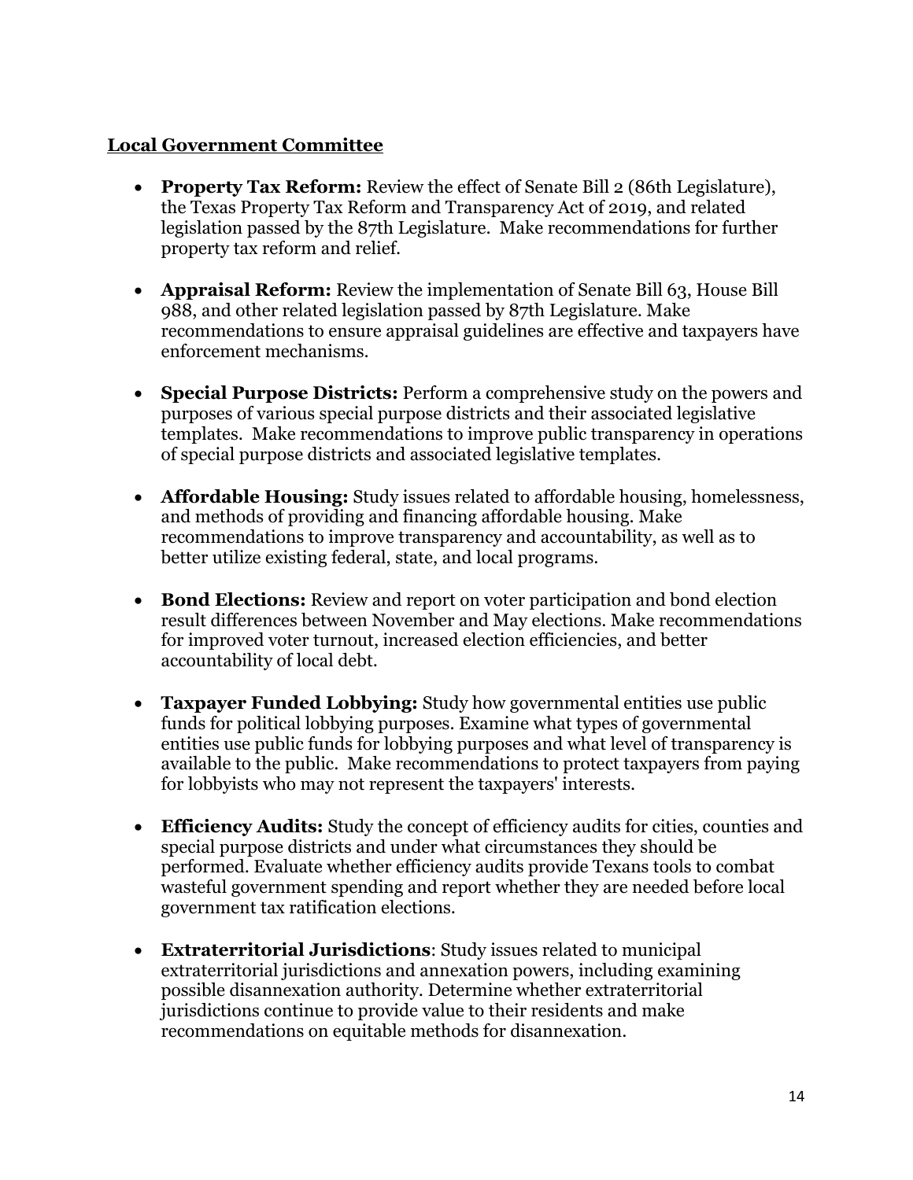**Local Government Committee**

- **Property Tax Reform:** Review the effect of Senate Bill 2 (86th Legislature), the Texas Property Tax Reform and Transparency Act of 2019, and related legislation passed by the 87th Legislature. Make recommendations for further property tax reform and relief.

- **Appraisal Reform:** Review the implementation of Senate Bill 63, House Bill 988, and other related legislation passed by 87th Legislature. Make recommendations to ensure appraisal guidelines are effective and taxpayers have enforcement mechanisms.

- **Special Purpose Districts:** Perform a comprehensive study on the powers and purposes of various special purpose districts and their associated legislative templates. Make recommendations to improve public transparency in operations of special purpose districts and associated legislative templates.

- **Affordable Housing:** Study issues related to affordable housing, homelessness, and methods of providing and financing affordable housing. Make recommendations to improve transparency and accountability, as well as to better utilize existing federal, state, and local programs.

- **Bond Elections:** Review and report on voter participation and bond election result differences between November and May elections. Make recommendations for improved voter turnout, increased election efficiencies, and better accountability of local debt.

- **Taxpayer Funded Lobbying:** Study how governmental entities use public funds for political lobbying purposes. Examine what types of governmental entities use public funds for lobbying purposes and what level of transparency is available to the public. Make recommendations to protect taxpayers from paying for lobbyists who may not represent the taxpayers' interests.

- **Efficiency Audits:** Study the concept of efficiency audits for cities, counties and special purpose districts and under what circumstances they should be performed. Evaluate whether efficiency audits provide Texans tools to combat wasteful government spending and report whether they are needed before local government tax ratification elections.

- **Extraterritorial Jurisdictions**: Study issues related to municipal extraterritorial jurisdictions and annexation powers, including examining possible disannexation authority. Determine whether extraterritorial jurisdictions continue to provide value to their residents and make recommendations on equitable methods for disannexation.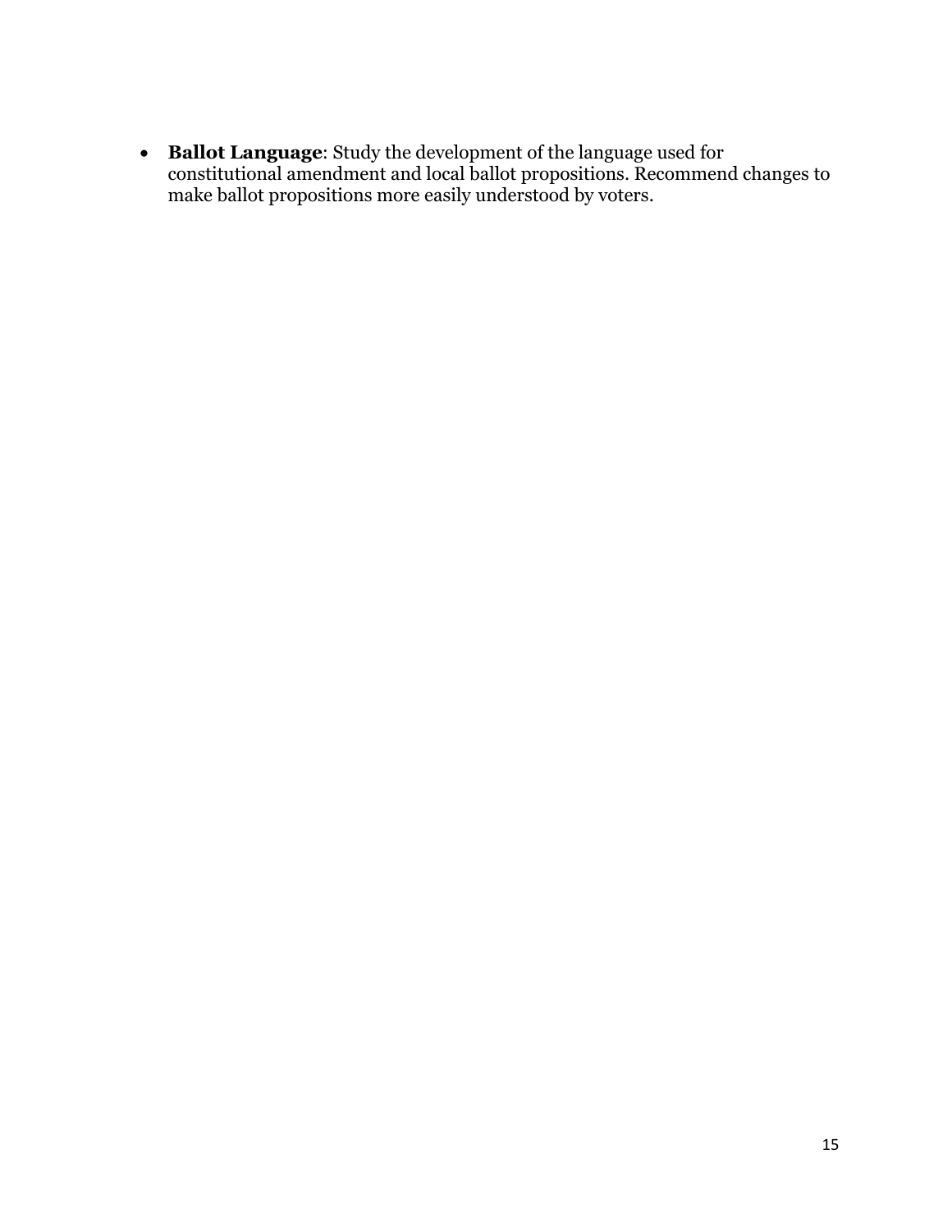- **Ballot Language**: Study the development of the language used for constitutional amendment and local ballot propositions. Recommend changes to make ballot propositions more easily understood by voters.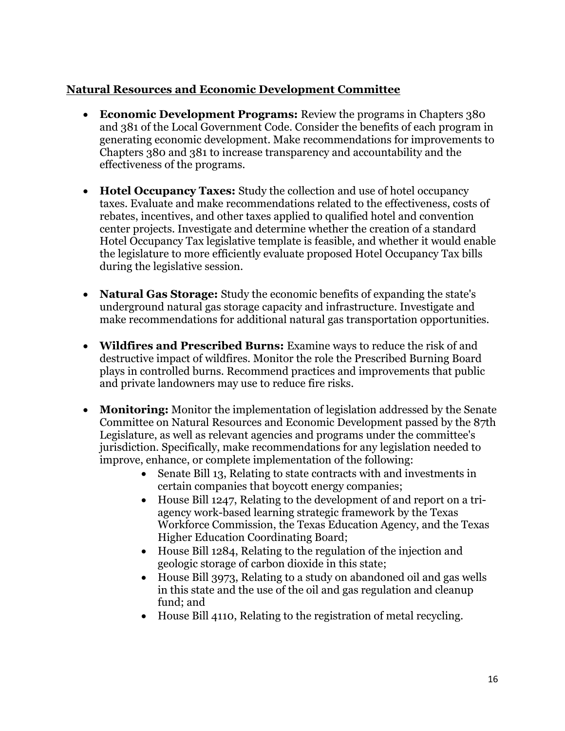## Natural Resources and Economic Development Committee

- **Economic Development Programs:** Review the programs in Chapters 380 and 381 of the Local Government Code. Consider the benefits of each program in generating economic development. Make recommendations for improvements to Chapters 380 and 381 to increase transparency and accountability and the effectiveness of the programs.

- **Hotel Occupancy Taxes:** Study the collection and use of hotel occupancy taxes. Evaluate and make recommendations related to the effectiveness, costs of rebates, incentives, and other taxes applied to qualified hotel and convention center projects. Investigate and determine whether the creation of a standard Hotel Occupancy Tax legislative template is feasible, and whether it would enable the legislature to more efficiently evaluate proposed Hotel Occupancy Tax bills during the legislative session.

- **Natural Gas Storage:** Study the economic benefits of expanding the state's underground natural gas storage capacity and infrastructure. Investigate and make recommendations for additional natural gas transportation opportunities.

- **Wildfires and Prescribed Burns:** Examine ways to reduce the risk of and destructive impact of wildfires. Monitor the role the Prescribed Burning Board plays in controlled burns. Recommend practices and improvements that public and private landowners may use to reduce fire risks.

- **Monitoring:** Monitor the implementation of legislation addressed by the Senate Committee on Natural Resources and Economic Development passed by the 87th Legislature, as well as relevant agencies and programs under the committee's jurisdiction. Specifically, make recommendations for any legislation needed to improve, enhance, or complete implementation of the following:
  - Senate Bill 13, Relating to state contracts with and investments in certain companies that boycott energy companies;
  - House Bill 1247, Relating to the development of and report on a tri-agency work-based learning strategic framework by the Texas Workforce Commission, the Texas Education Agency, and the Texas Higher Education Coordinating Board;
  - House Bill 1284, Relating to the regulation of the injection and geologic storage of carbon dioxide in this state;
  - House Bill 3973, Relating to a study on abandoned oil and gas wells in this state and the use of the oil and gas regulation and cleanup fund; and
  - House Bill 4110, Relating to the registration of metal recycling.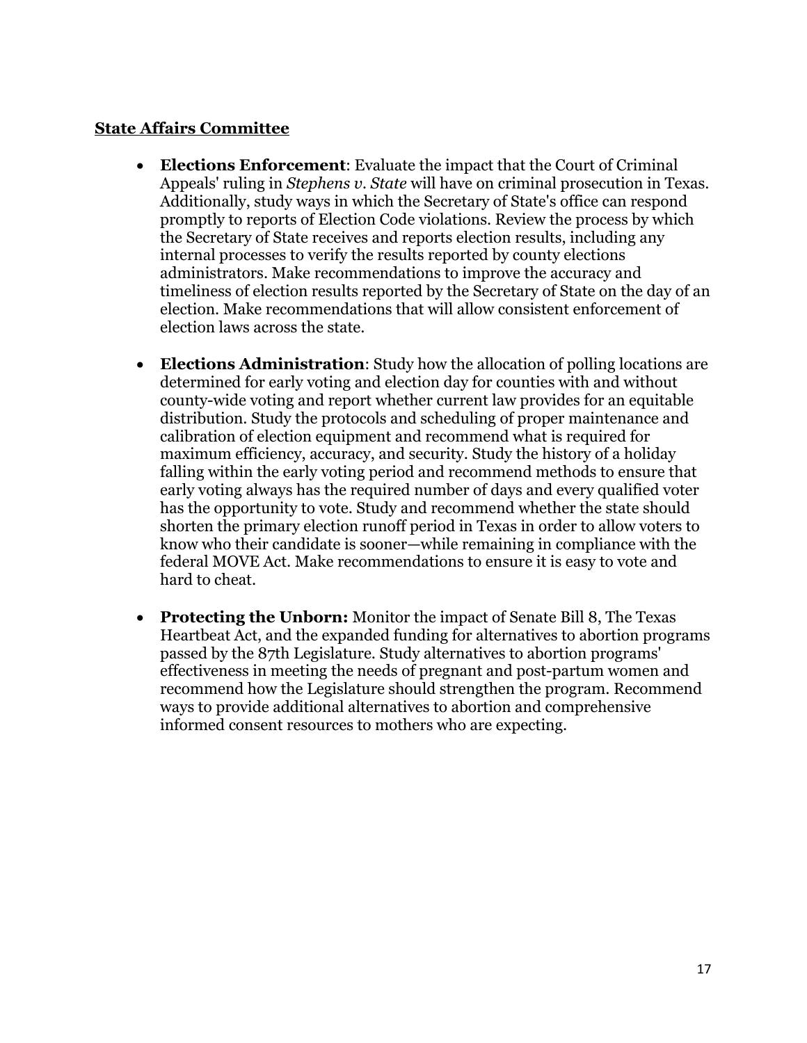**State Affairs Committee**

- **Elections Enforcement**: Evaluate the impact that the Court of Criminal Appeals' ruling in *Stephens v. State* will have on criminal prosecution in Texas. Additionally, study ways in which the Secretary of State's office can respond promptly to reports of Election Code violations. Review the process by which the Secretary of State receives and reports election results, including any internal processes to verify the results reported by county elections administrators. Make recommendations to improve the accuracy and timeliness of election results reported by the Secretary of State on the day of an election. Make recommendations that will allow consistent enforcement of election laws across the state.

- **Elections Administration**: Study how the allocation of polling locations are determined for early voting and election day for counties with and without county-wide voting and report whether current law provides for an equitable distribution. Study the protocols and scheduling of proper maintenance and calibration of election equipment and recommend what is required for maximum efficiency, accuracy, and security. Study the history of a holiday falling within the early voting period and recommend methods to ensure that early voting always has the required number of days and every qualified voter has the opportunity to vote. Study and recommend whether the state should shorten the primary election runoff period in Texas in order to allow voters to know who their candidate is sooner—while remaining in compliance with the federal MOVE Act. Make recommendations to ensure it is easy to vote and hard to cheat.

- **Protecting the Unborn:** Monitor the impact of Senate Bill 8, The Texas Heartbeat Act, and the expanded funding for alternatives to abortion programs passed by the 87th Legislature. Study alternatives to abortion programs' effectiveness in meeting the needs of pregnant and post-partum women and recommend how the Legislature should strengthen the program. Recommend ways to provide additional alternatives to abortion and comprehensive informed consent resources to mothers who are expecting.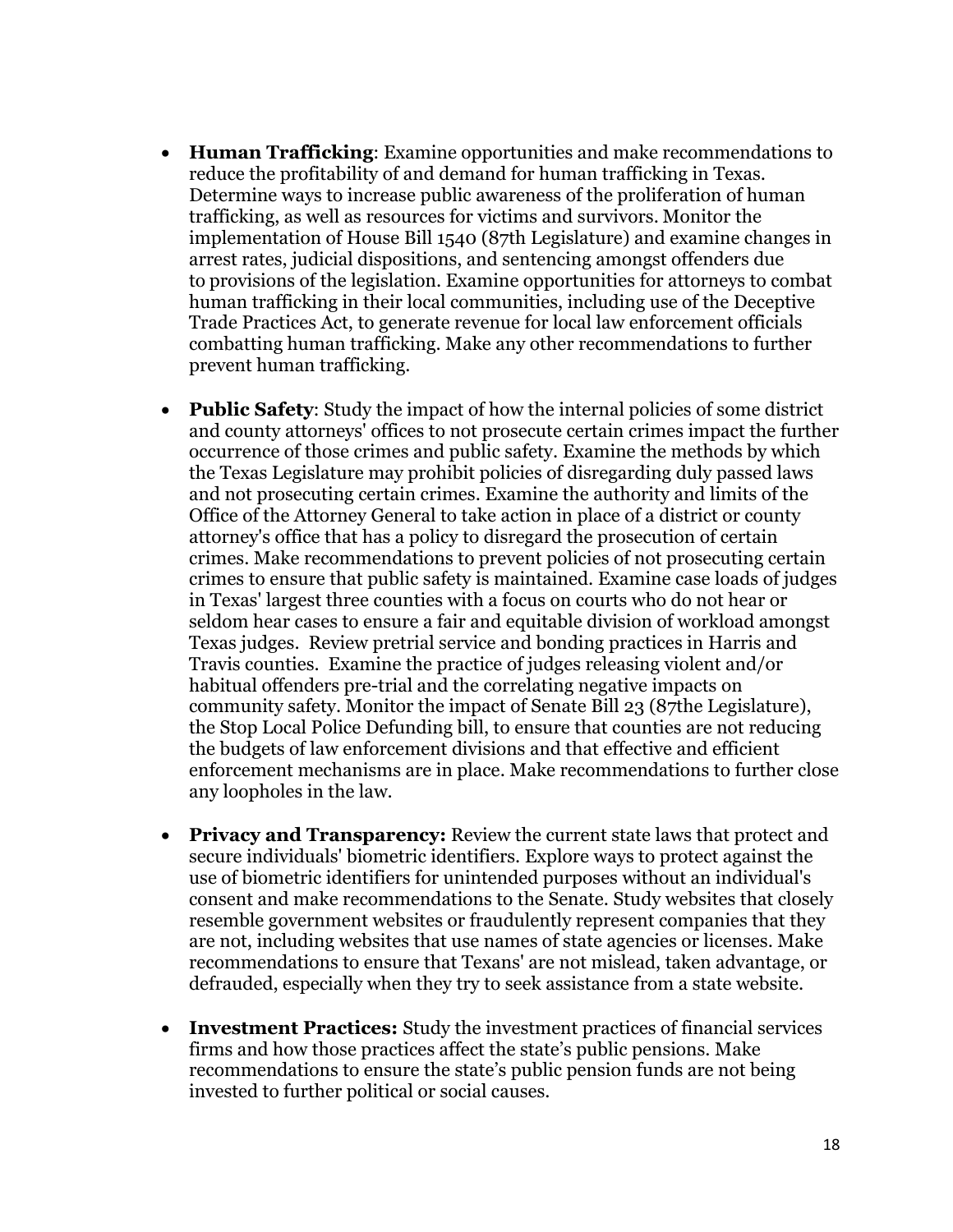- **Human Trafficking**: Examine opportunities and make recommendations to reduce the profitability of and demand for human trafficking in Texas. Determine ways to increase public awareness of the proliferation of human trafficking, as well as resources for victims and survivors. Monitor the implementation of House Bill 1540 (87th Legislature) and examine changes in arrest rates, judicial dispositions, and sentencing amongst offenders due to provisions of the legislation. Examine opportunities for attorneys to combat human trafficking in their local communities, including use of the Deceptive Trade Practices Act, to generate revenue for local law enforcement officials combatting human trafficking. Make any other recommendations to further prevent human trafficking.

- **Public Safety**: Study the impact of how the internal policies of some district and county attorneys' offices to not prosecute certain crimes impact the further occurrence of those crimes and public safety. Examine the methods by which the Texas Legislature may prohibit policies of disregarding duly passed laws and not prosecuting certain crimes. Examine the authority and limits of the Office of the Attorney General to take action in place of a district or county attorney's office that has a policy to disregard the prosecution of certain crimes. Make recommendations to prevent policies of not prosecuting certain crimes to ensure that public safety is maintained. Examine case loads of judges in Texas' largest three counties with a focus on courts who do not hear or seldom hear cases to ensure a fair and equitable division of workload amongst Texas judges. Review pretrial service and bonding practices in Harris and Travis counties. Examine the practice of judges releasing violent and/or habitual offenders pre-trial and the correlating negative impacts on community safety. Monitor the impact of Senate Bill 23 (87the Legislature), the Stop Local Police Defunding bill, to ensure that counties are not reducing the budgets of law enforcement divisions and that effective and efficient enforcement mechanisms are in place. Make recommendations to further close any loopholes in the law.

- **Privacy and Transparency:** Review the current state laws that protect and secure individuals' biometric identifiers. Explore ways to protect against the use of biometric identifiers for unintended purposes without an individual's consent and make recommendations to the Senate. Study websites that closely resemble government websites or fraudulently represent companies that they are not, including websites that use names of state agencies or licenses. Make recommendations to ensure that Texans' are not mislead, taken advantage, or defrauded, especially when they try to seek assistance from a state website.

- **Investment Practices:** Study the investment practices of financial services firms and how those practices affect the state's public pensions. Make recommendations to ensure the state's public pension funds are not being invested to further political or social causes.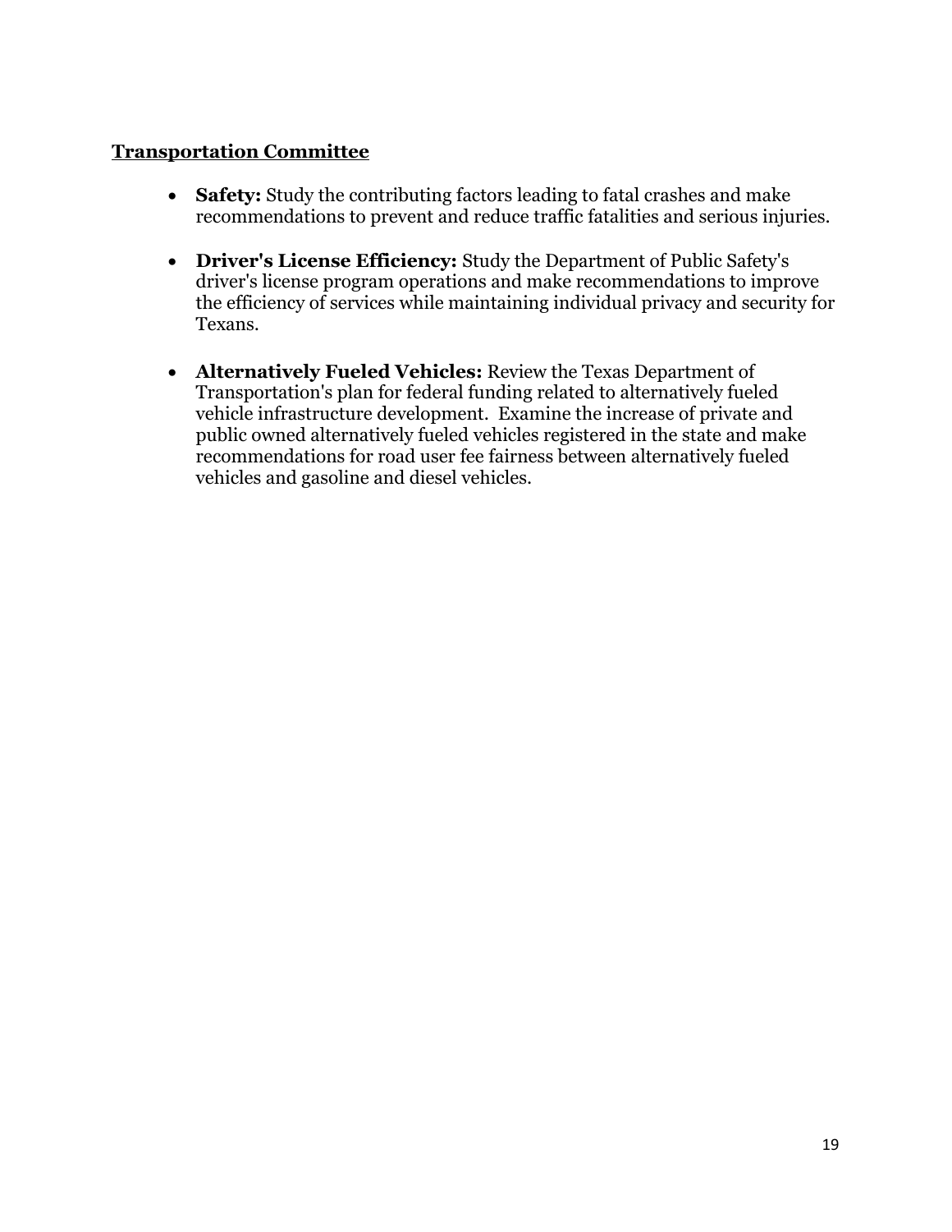**<u>Transportation Committee</u>**

- **Safety:** Study the contributing factors leading to fatal crashes and make recommendations to prevent and reduce traffic fatalities and serious injuries.

- **Driver's License Efficiency:** Study the Department of Public Safety's driver's license program operations and make recommendations to improve the efficiency of services while maintaining individual privacy and security for Texans.

- **Alternatively Fueled Vehicles:** Review the Texas Department of Transportation's plan for federal funding related to alternatively fueled vehicle infrastructure development. Examine the increase of private and public owned alternatively fueled vehicles registered in the state and make recommendations for road user fee fairness between alternatively fueled vehicles and gasoline and diesel vehicles.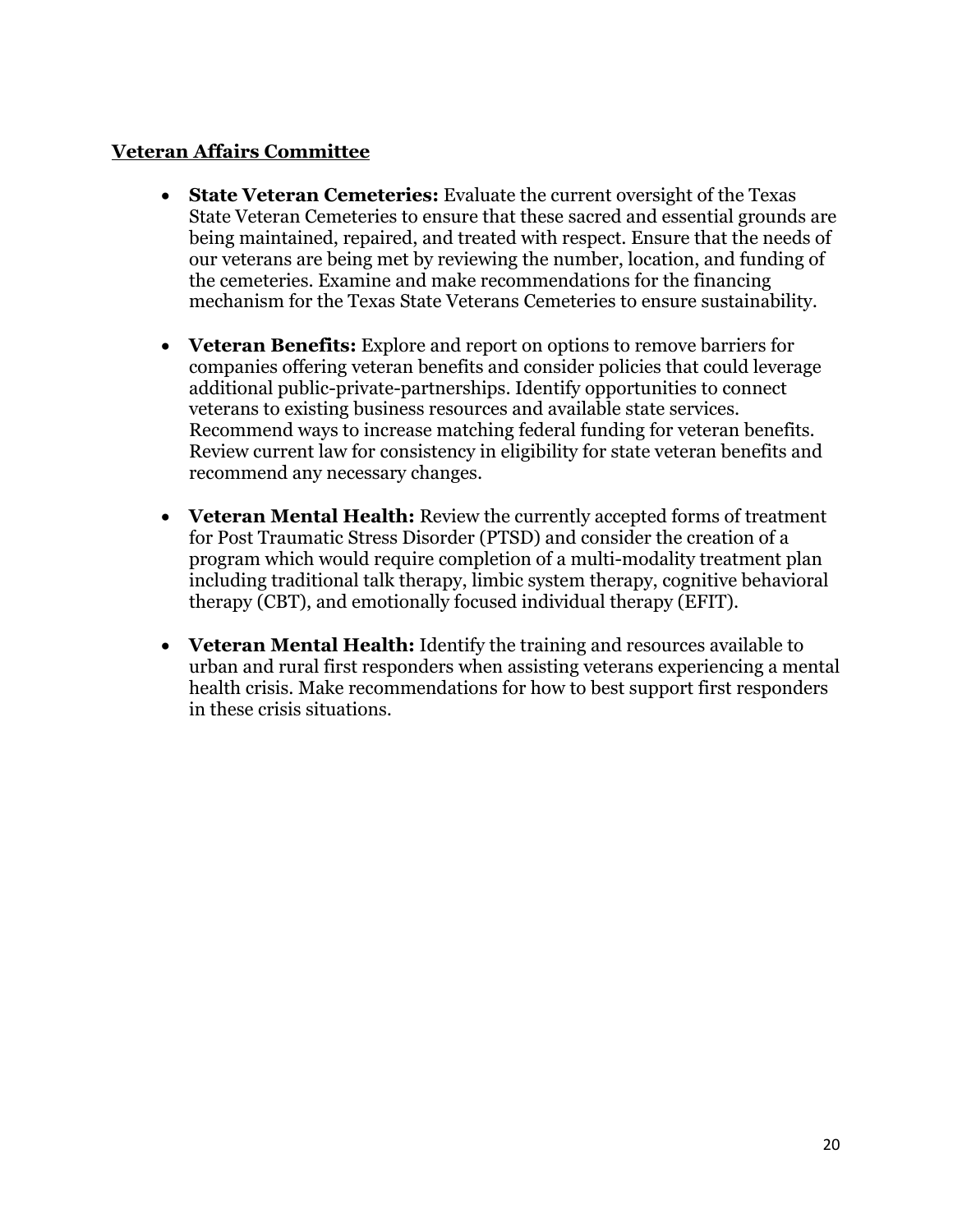**Veteran Affairs Committee**

- **State Veteran Cemeteries:** Evaluate the current oversight of the Texas State Veteran Cemeteries to ensure that these sacred and essential grounds are being maintained, repaired, and treated with respect. Ensure that the needs of our veterans are being met by reviewing the number, location, and funding of the cemeteries. Examine and make recommendations for the financing mechanism for the Texas State Veterans Cemeteries to ensure sustainability.

- **Veteran Benefits:** Explore and report on options to remove barriers for companies offering veteran benefits and consider policies that could leverage additional public-private-partnerships. Identify opportunities to connect veterans to existing business resources and available state services. Recommend ways to increase matching federal funding for veteran benefits. Review current law for consistency in eligibility for state veteran benefits and recommend any necessary changes.

- **Veteran Mental Health:** Review the currently accepted forms of treatment for Post Traumatic Stress Disorder (PTSD) and consider the creation of a program which would require completion of a multi-modality treatment plan including traditional talk therapy, limbic system therapy, cognitive behavioral therapy (CBT), and emotionally focused individual therapy (EFIT).

- **Veteran Mental Health:** Identify the training and resources available to urban and rural first responders when assisting veterans experiencing a mental health crisis. Make recommendations for how to best support first responders in these crisis situations.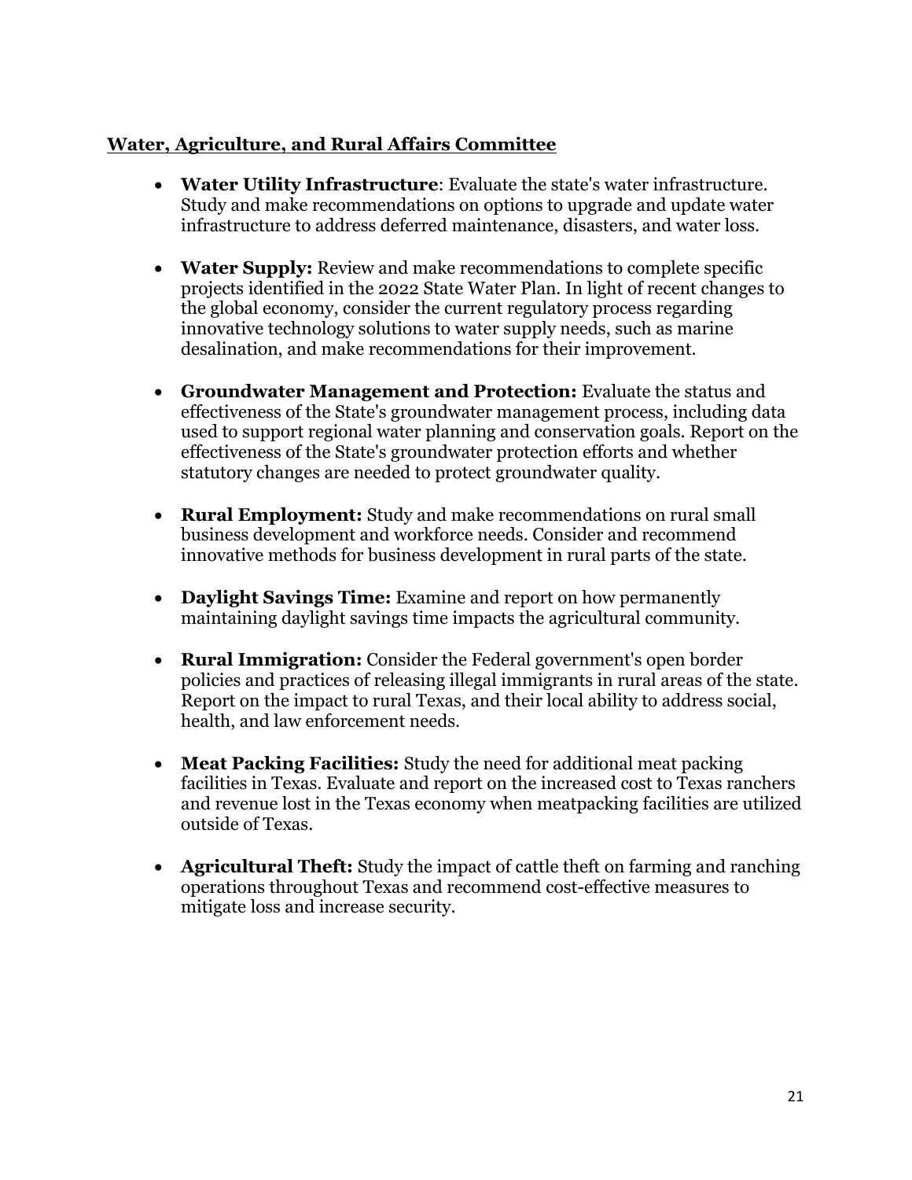<u>**Water, Agriculture, and Rural Affairs Committee**</u>

- **Water Utility Infrastructure**: Evaluate the state's water infrastructure. Study and make recommendations on options to upgrade and update water infrastructure to address deferred maintenance, disasters, and water loss.

- **Water Supply:** Review and make recommendations to complete specific projects identified in the 2022 State Water Plan. In light of recent changes to the global economy, consider the current regulatory process regarding innovative technology solutions to water supply needs, such as marine desalination, and make recommendations for their improvement.

- **Groundwater Management and Protection:** Evaluate the status and effectiveness of the State's groundwater management process, including data used to support regional water planning and conservation goals. Report on the effectiveness of the State's groundwater protection efforts and whether statutory changes are needed to protect groundwater quality.

- **Rural Employment:** Study and make recommendations on rural small business development and workforce needs. Consider and recommend innovative methods for business development in rural parts of the state.

- **Daylight Savings Time:** Examine and report on how permanently maintaining daylight savings time impacts the agricultural community.

- **Rural Immigration:** Consider the Federal government's open border policies and practices of releasing illegal immigrants in rural areas of the state. Report on the impact to rural Texas, and their local ability to address social, health, and law enforcement needs.

- **Meat Packing Facilities:** Study the need for additional meat packing facilities in Texas. Evaluate and report on the increased cost to Texas ranchers and revenue lost in the Texas economy when meatpacking facilities are utilized outside of Texas.

- **Agricultural Theft:** Study the impact of cattle theft on farming and ranching operations throughout Texas and recommend cost-effective measures to mitigate loss and increase security.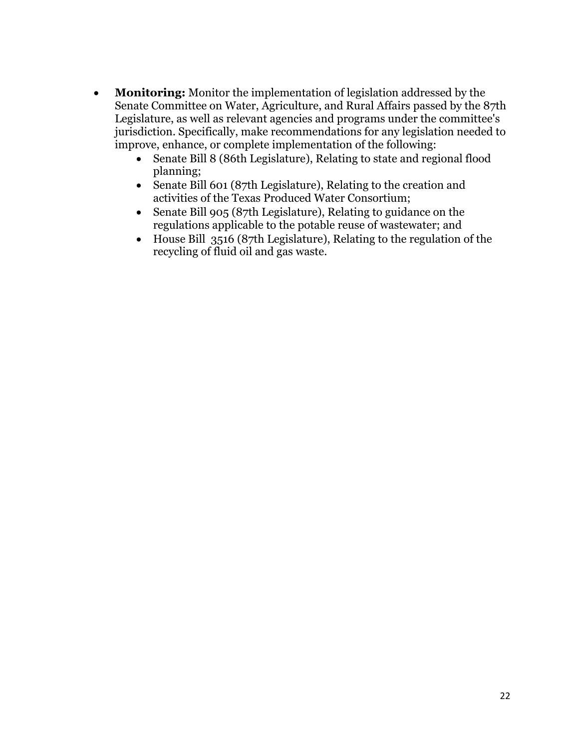- **Monitoring:** Monitor the implementation of legislation addressed by the Senate Committee on Water, Agriculture, and Rural Affairs passed by the 87th Legislature, as well as relevant agencies and programs under the committee's jurisdiction. Specifically, make recommendations for any legislation needed to improve, enhance, or complete implementation of the following:
  - Senate Bill 8 (86th Legislature), Relating to state and regional flood planning;
  - Senate Bill 601 (87th Legislature), Relating to the creation and activities of the Texas Produced Water Consortium;
  - Senate Bill 905 (87th Legislature), Relating to guidance on the regulations applicable to the potable reuse of wastewater; and
  - House Bill 3516 (87th Legislature), Relating to the regulation of the recycling of fluid oil and gas waste.